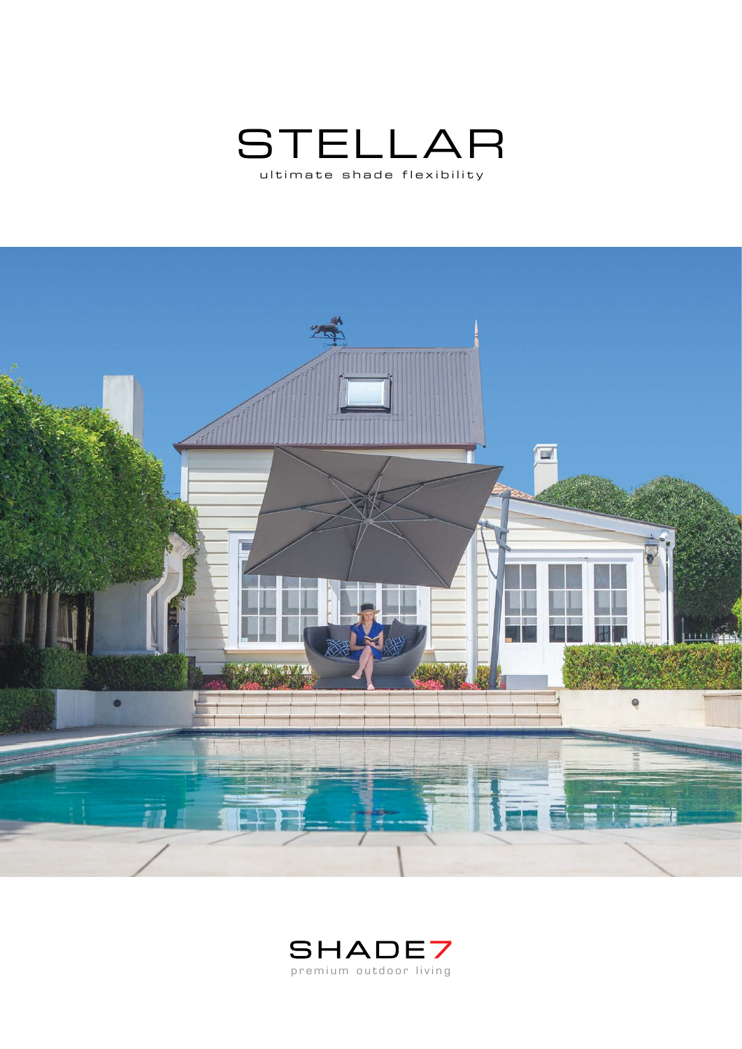# STELLAR

ultimate shade flexibility

SHADE7

premium outdoor living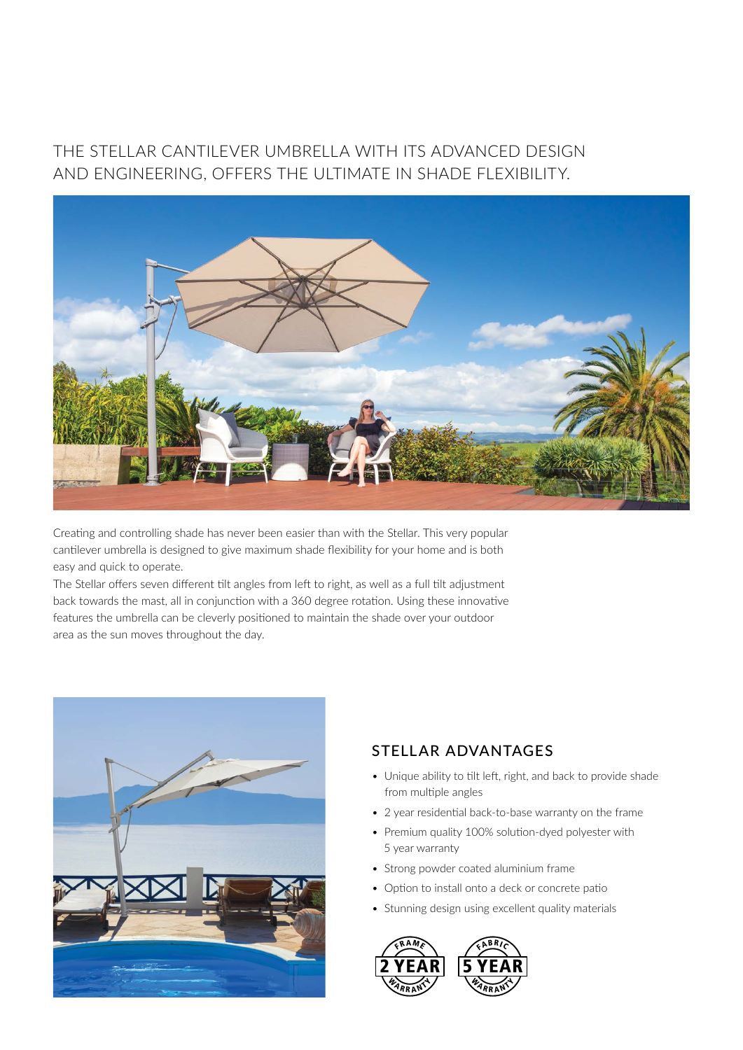THE STELLAR CANTILEVER UMBRELLA WITH ITS ADVANCED DESIGN AND ENGINEERING, OFFERS THE ULTIMATE IN SHADE FLEXIBILITY.

Creating and controlling shade has never been easier than with the Stellar. This very popular cantilever umbrella is designed to give maximum shade flexibility for your home and is both easy and quick to operate.

The Stellar offers seven different tilt angles from left to right, as well as a full tilt adjustment back towards the mast, all in conjunction with a 360 degree rotation. Using these innovative features the umbrella can be cleverly positioned to maintain the shade over your outdoor area as the sun moves throughout the day.

## STELLAR ADVANTAGES

- Unique ability to tilt left, right, and back to provide shade from multiple angles
- 2 year residential back-to-base warranty on the frame
- Premium quality 100% solution-dyed polyester with 5 year warranty
- Strong powder coated aluminium frame
- Option to install onto a deck or concrete patio
- Stunning design using excellent quality materials

FRAME 2 YEAR WARRANTY

FABRIC 5 YEAR WARRANTY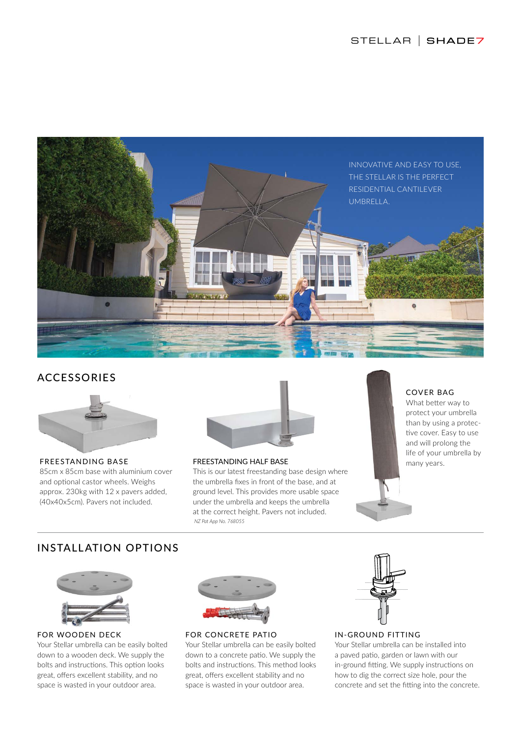INNOVATIVE AND EASY TO USE, THE STELLAR IS THE PERFECT RESIDENTIAL CANTILEVER UMBRELLA.

## ACCESSORIES

### FREESTANDING BASE

85cm x 85cm base with aluminium cover and optional castor wheels. Weighs approx. 230kg with 12 x pavers added, (40x40x5cm). Pavers not included.

### FREESTANDING HALF BASE

This is our latest freestanding base design where the umbrella fixes in front of the base, and at ground level. This provides more usable space under the umbrella and keeps the umbrella at the correct height. Pavers not included.

*NZ Pat App No. 768055*

### COVER BAG

What better way to protect your umbrella than by using a protective cover. Easy to use and will prolong the life of your umbrella by many years.

## INSTALLATION OPTIONS

### FOR WOODEN DECK

Your Stellar umbrella can be easily bolted down to a wooden deck. We supply the bolts and instructions. This option looks great, offers excellent stability, and no space is wasted in your outdoor area.

### FOR CONCRETE PATIO

Your Stellar umbrella can be easily bolted down to a concrete patio. We supply the bolts and instructions. This method looks great, offers excellent stability and no space is wasted in your outdoor area.

### IN-GROUND FITTING

Your Stellar umbrella can be installed into a paved patio, garden or lawn with our in-ground fitting. We supply instructions on how to dig the correct size hole, pour the concrete and set the fitting into the concrete.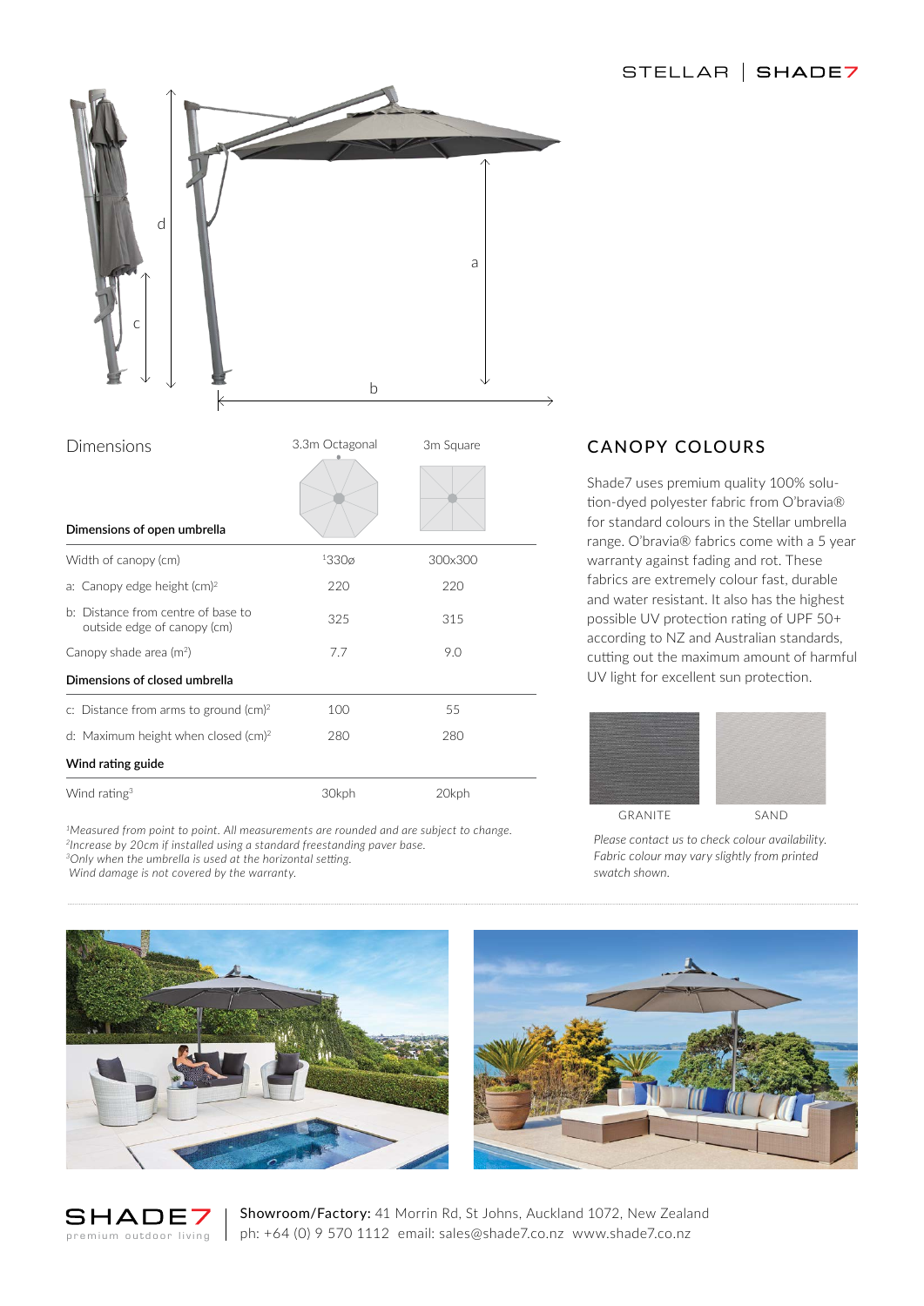## Dimensions

| Dimensions of open umbrella | 3.3m Octagonal | 3m Square |
|---|---|---|
| Width of canopy (cm) | [1]330ø | 300x300 |
| a: Canopy edge height (cm)[2] | 220 | 220 |
| b: Distance from centre of base to outside edge of canopy (cm) | 325 | 315 |
| Canopy shade area ($m^2$) | 7.7 | 9.0 |
| **Dimensions of closed umbrella** | | |
| c: Distance from arms to ground (cm)[2] | 100 | 55 |
| d: Maximum height when closed (cm)[2] | 280 | 280 |
| **Wind rating guide** | | |
| Wind rating[3] | 30kph | 20kph |

*[1]Measured from point to point. All measurements are rounded and are subject to change.*
*[2]Increase by 20cm if installed using a standard freestanding paver base.*
*[3]Only when the umbrella is used at the horizontal setting.*
*Wind damage is not covered by the warranty.*

## CANOPY COLOURS

Shade7 uses premium quality 100% solution-dyed polyester fabric from O'bravia® for standard colours in the Stellar umbrella range. O'bravia® fabrics come with a 5 year warranty against fading and rot. These fabrics are extremely colour fast, durable and water resistant. It also has the highest possible UV protection rating of UPF 50+ according to NZ and Australian standards, cutting out the maximum amount of harmful UV light for excellent sun protection.

GRANITE SAND

*Please contact us to check colour availability. Fabric colour may vary slightly from printed swatch shown.*

**Showroom/Factory:** 41 Morrin Rd, St Johns, Auckland 1072, New Zealand
ph: +64 (0) 9 570 1112 email: sales@shade7.co.nz www.shade7.co.nz